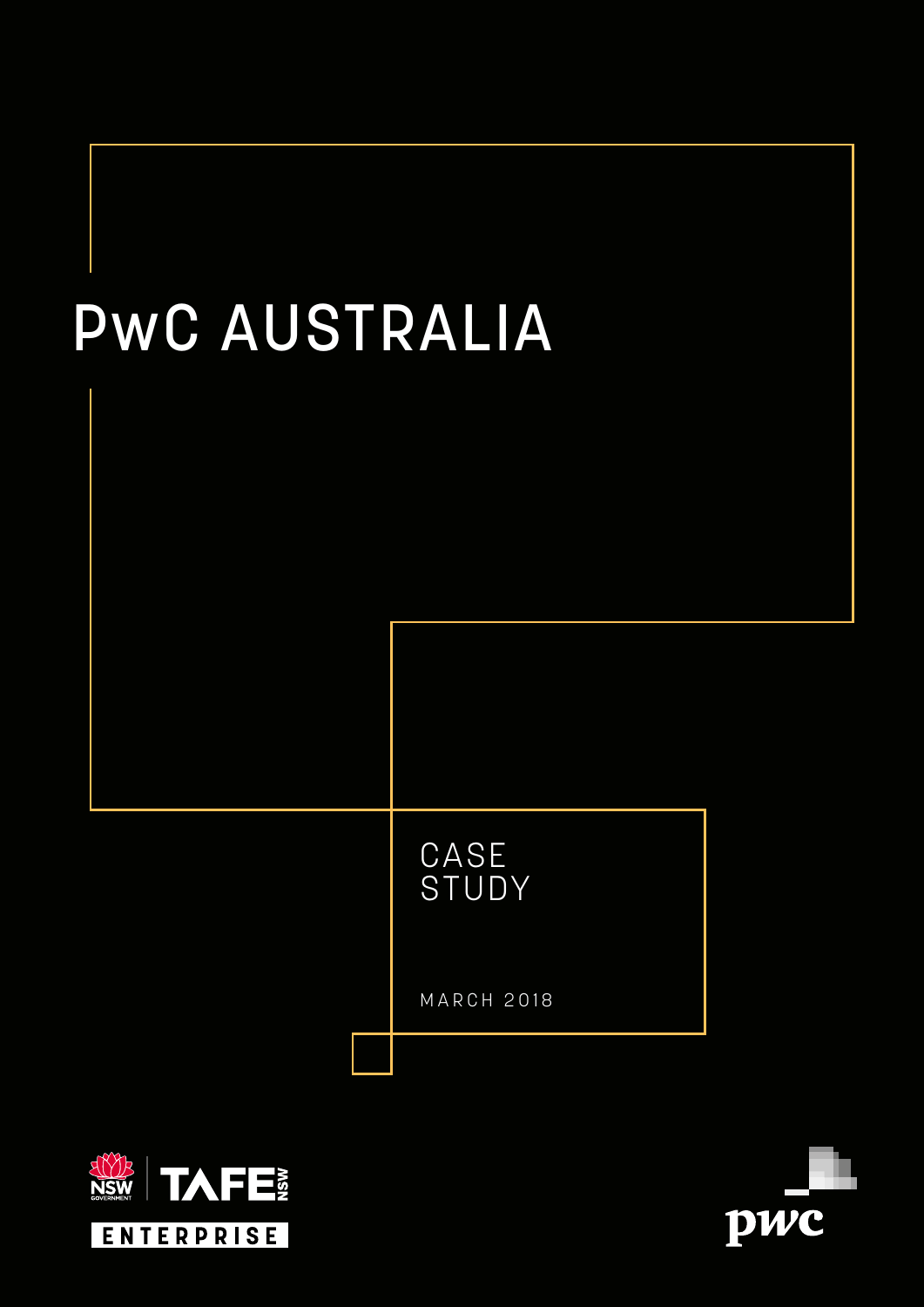# PwC AUSTRALIA

CASE STUDY

MARCH 2018

NSW GOVERNMENT | TAFE NSW

ENTERPRISE

pwc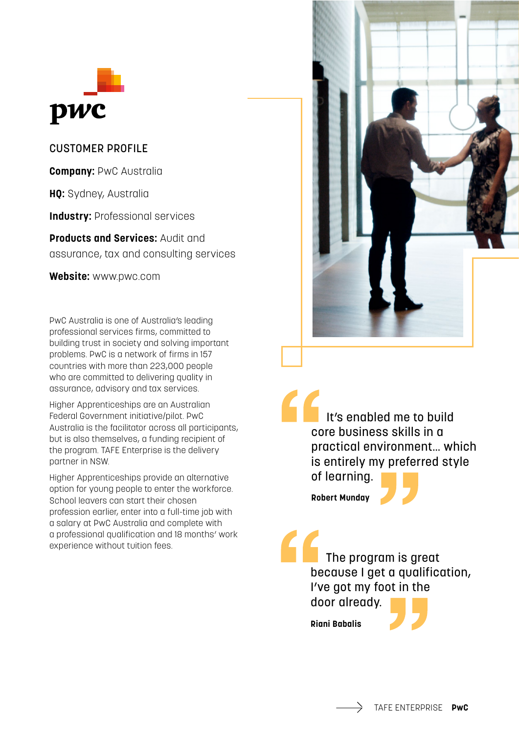## CUSTOMER PROFILE

**Company:** PwC Australia

**HQ:** Sydney, Australia

**Industry:** Professional services

**Products and Services:** Audit and assurance, tax and consulting services

**Website:** www.pwc.com

PwC Australia is one of Australia's leading professional services firms, committed to building trust in society and solving important problems. PwC is a network of firms in 157 countries with more than 223,000 people who are committed to delivering quality in assurance, advisory and tax services.

Higher Apprenticeships are an Australian Federal Government initiative/pilot. PwC Australia is the facilitator across all participants, but is also themselves, a funding recipient of the program. TAFE Enterprise is the delivery partner in NSW.

Higher Apprenticeships provide an alternative option for young people to enter the workforce. School leavers can start their chosen profession earlier, enter into a full-time job with a salary at PwC Australia and complete with a professional qualification and 18 months' work experience without tuition fees.

> "It's enabled me to build core business skills in a practical environment... which is entirely my preferred style of learning."
>
> **Robert Munday**

> "The program is great because I get a qualification, I've got my foot in the door already."
>
> **Riani Babalis**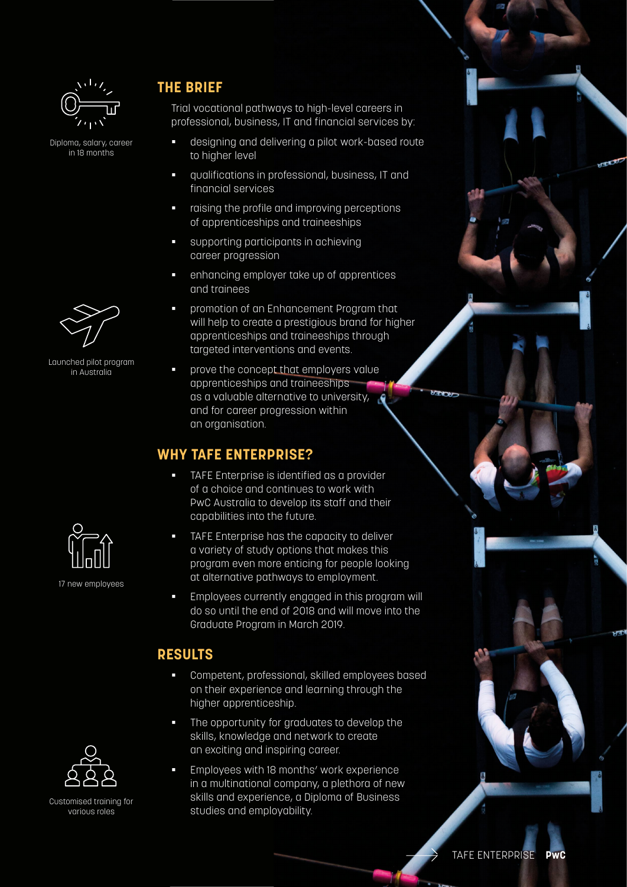Diploma, salary, career in 18 months

Launched pilot program in Australia

17 new employees

Customised training for various roles

## THE BRIEF

Trial vocational pathways to high-level careers in professional, business, IT and financial services by:

- designing and delivering a pilot work-based route to higher level
- qualifications in professional, business, IT and financial services
- raising the profile and improving perceptions of apprenticeships and traineeships
- supporting participants in achieving career progression
- enhancing employer take up of apprentices and trainees
- promotion of an Enhancement Program that will help to create a prestigious brand for higher apprenticeships and traineeships through targeted interventions and events.
- prove the concept that employers value apprenticeships and traineeships as a valuable alternative to university, and for career progression within an organisation.

## WHY TAFE ENTERPRISE?

- TAFE Enterprise is identified as a provider of a choice and continues to work with PwC Australia to develop its staff and their capabilities into the future.
- TAFE Enterprise has the capacity to deliver a variety of study options that makes this program even more enticing for people looking at alternative pathways to employment.
- Employees currently engaged in this program will do so until the end of 2018 and will move into the Graduate Program in March 2019.

## RESULTS

- Competent, professional, skilled employees based on their experience and learning through the higher apprenticeship.
- The opportunity for graduates to develop the skills, knowledge and network to create an exciting and inspiring career.
- Employees with 18 months' work experience in a multinational company, a plethora of new skills and experience, a Diploma of Business studies and employability.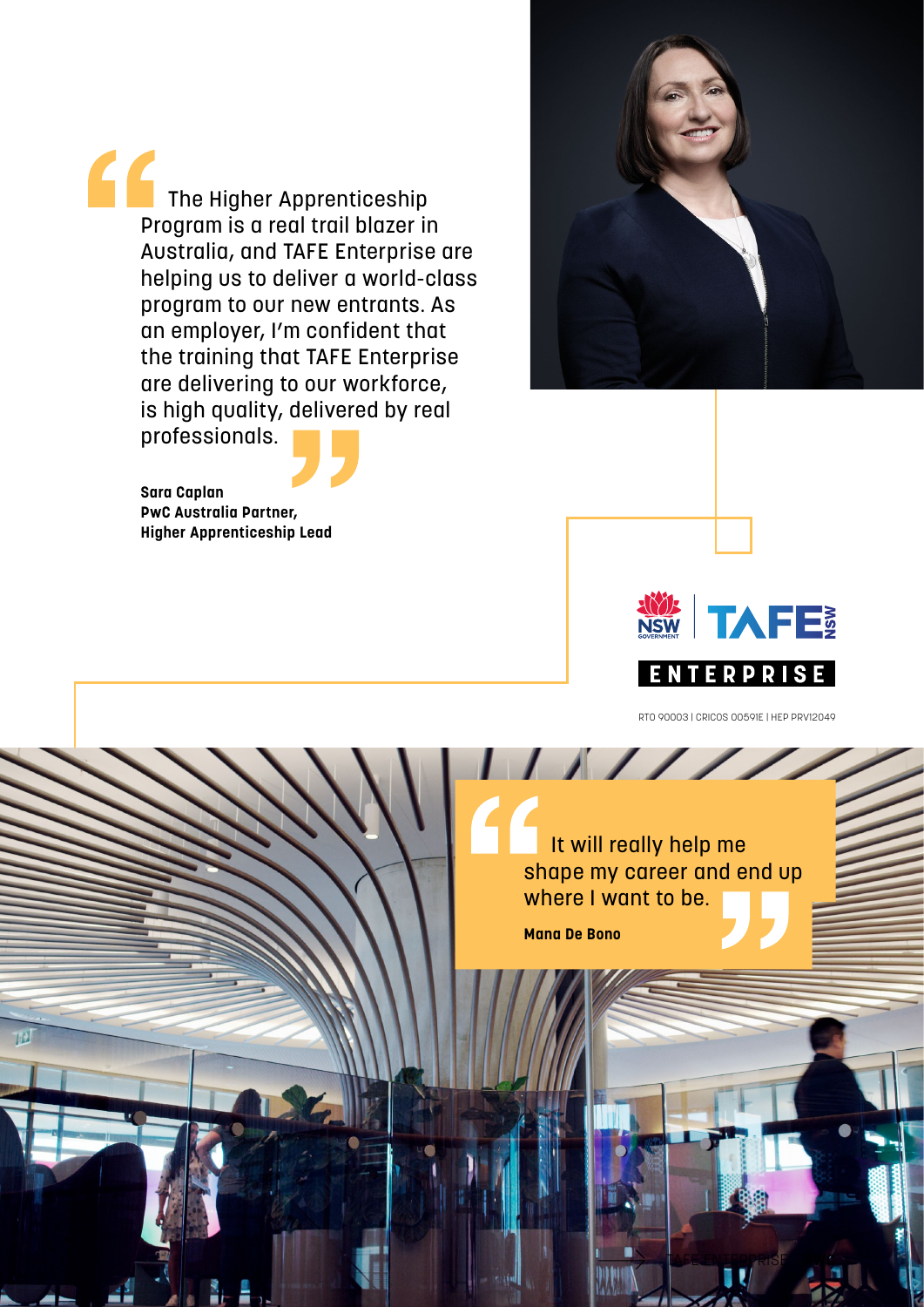> The Higher Apprenticeship Program is a real trail blazer in Australia, and TAFE Enterprise are helping us to deliver a world-class program to our new entrants. As an employer, I'm confident that the training that TAFE Enterprise are delivering to our workforce, is high quality, delivered by real professionals.

**Sara Caplan**
**PwC Australia Partner,**
**Higher Apprenticeship Lead**

NSW GOVERNMENT | TAFE NSW ENTERPRISE

RTO 90003 | CRICOS 00591E | HEP PRV12049

> It will really help me shape my career and end up where I want to be.

**Mana De Bono**